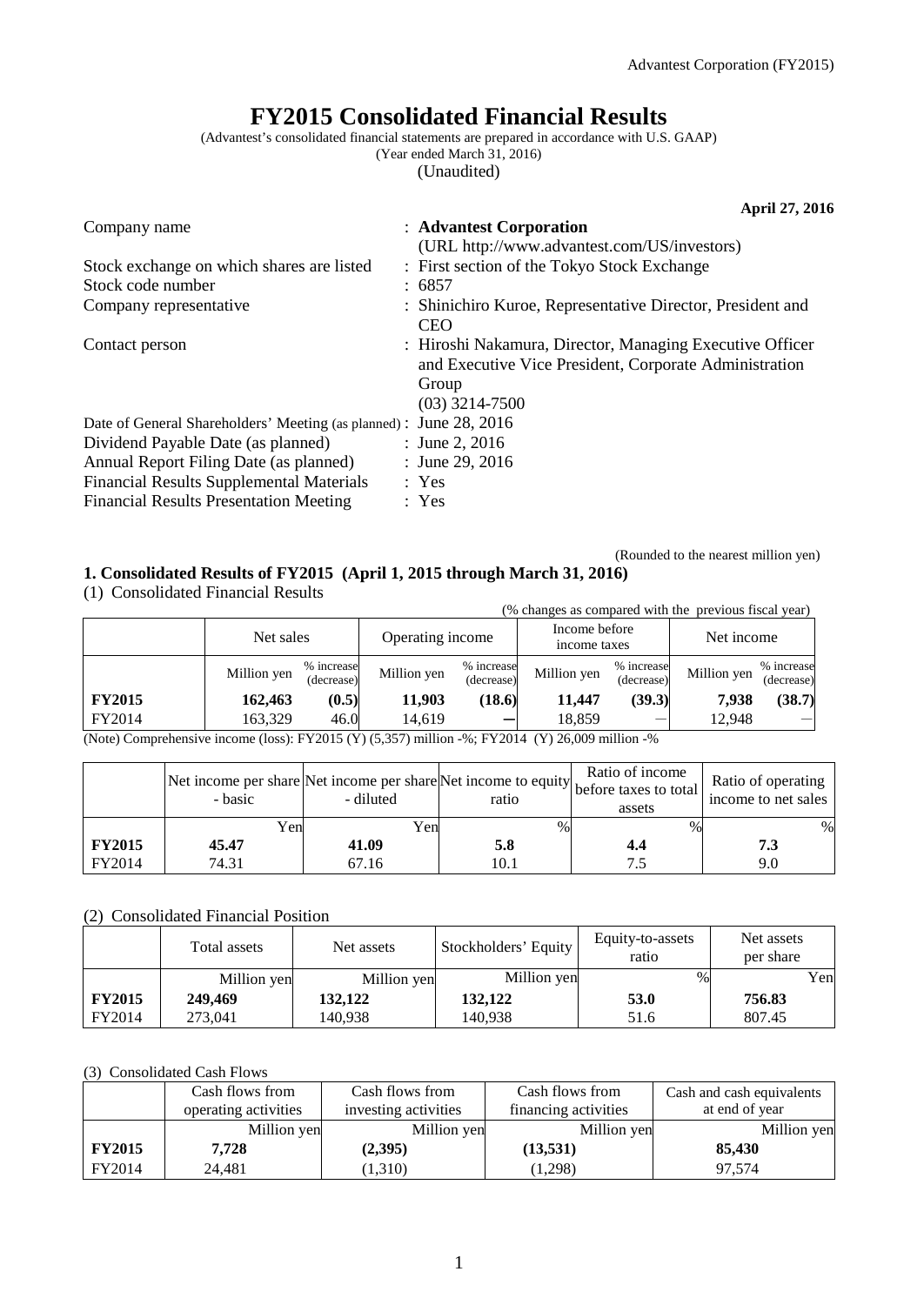# FY2015 Consolidated Financial Results

(Advantest's consolidated financial statements are prepared in accordance with U.S. GAAP)
(Year ended March 31, 2016)
(Unaudited)

**April 27, 2016**

| | |
|---|---|
| Company name | : **Advantest Corporation** (URL http://www.advantest.com/US/investors) |
| Stock exchange on which shares are listed | : First section of the Tokyo Stock Exchange |
| Stock code number | : 6857 |
| Company representative | : Shinichiro Kuroe, Representative Director, President and CEO |
| Contact person | : Hiroshi Nakamura, Director, Managing Executive Officer and Executive Vice President, Corporate Administration Group (03) 3214-7500 |
| Date of General Shareholders' Meeting (as planned) | : June 28, 2016 |
| Dividend Payable Date (as planned) | : June 2, 2016 |
| Annual Report Filing Date (as planned) | : June 29, 2016 |
| Financial Results Supplemental Materials | : Yes |
| Financial Results Presentation Meeting | : Yes |

(Rounded to the nearest million yen)

## 1. Consolidated Results of FY2015 (April 1, 2015 through March 31, 2016)

(1) Consolidated Financial Results

(% changes as compared with the previous fiscal year)

| | Net sales | | Operating income | | Income before income taxes | | Net income | |
|---|---|---|---|---|---|---|---|---|
| | Million yen | % increase (decrease) | Million yen | % increase (decrease) | Million yen | % increase (decrease) | Million yen | % increase (decrease) |
| **FY2015** | **162,463** | **(0.5)** | **11,903** | **(18.6)** | **11,447** | **(39.3)** | **7,938** | **(38.7)** |
| FY2014 | 163,329 | 46.0 | 14,619 | ― | 18,859 | ― | 12,948 | ― |

(Note) Comprehensive income (loss): FY2015 (Y) (5,357) million -%; FY2014 (Y) 26,009 million -%

| | Net income per share - basic | Net income per share - diluted | Net income to equity ratio | Ratio of income before taxes to total assets | Ratio of operating income to net sales |
|---|---|---|---|---|---|
| | Yen | Yen | % | % | % |
| **FY2015** | **45.47** | **41.09** | **5.8** | **4.4** | **7.3** |
| FY2014 | 74.31 | 67.16 | 10.1 | 7.5 | 9.0 |

(2) Consolidated Financial Position

| | Total assets | Net assets | Stockholders' Equity | Equity-to-assets ratio | Net assets per share |
|---|---|---|---|---|---|
| | Million yen | Million yen | Million yen | % | Yen |
| **FY2015** | **249,469** | **132,122** | **132,122** | **53.0** | **756.83** |
| FY2014 | 273,041 | 140,938 | 140,938 | 51.6 | 807.45 |

(3) Consolidated Cash Flows

| | Cash flows from operating activities | Cash flows from investing activities | Cash flows from financing activities | Cash and cash equivalents at end of year |
|---|---|---|---|---|
| | Million yen | Million yen | Million yen | Million yen |
| **FY2015** | **7,728** | **(2,395)** | **(13,531)** | **85,430** |
| FY2014 | 24,481 | (1,310) | (1,298) | 97,574 |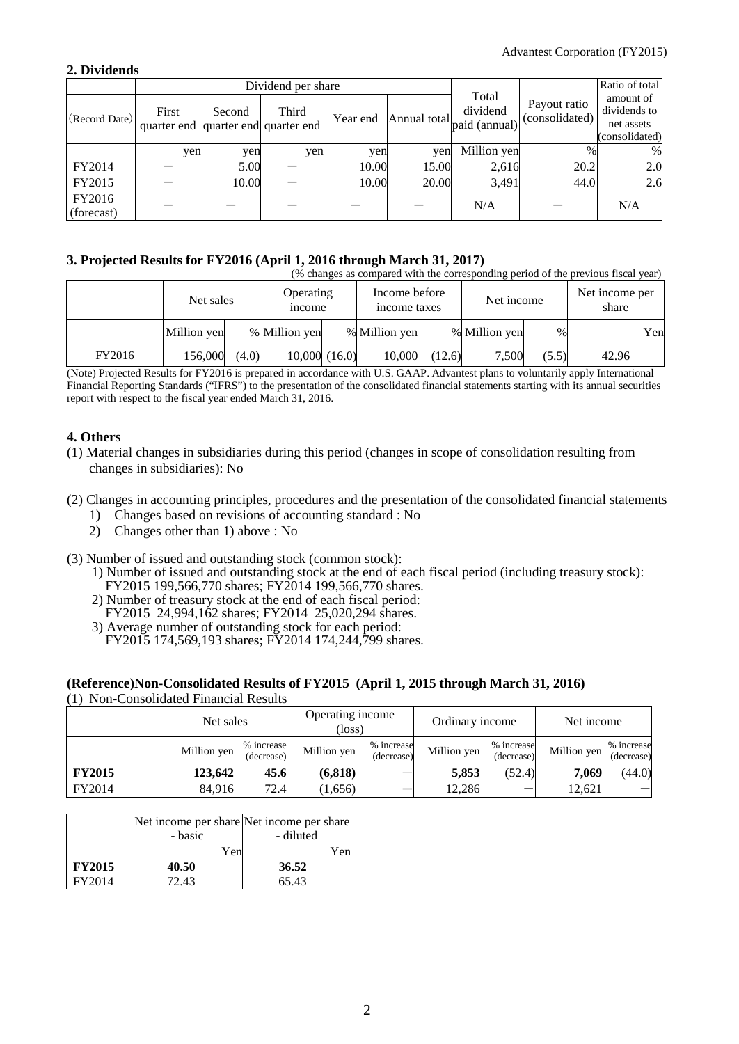## 2. Dividends

| (Record Date) | Dividend per share | | | | | Total dividend paid (annual) | Payout ratio (consolidated) | Ratio of total amount of dividends to net assets (consolidated) |
|---|---|---|---|---|---|---|---|---|
| | First quarter end | Second quarter end | Third quarter end | Year end | Annual total | | | |
| | yen | yen | yen | yen | yen | Million yen | % | % |
| FY2014 | ― | 5.00 | ― | 10.00 | 15.00 | 2,616 | 20.2 | 2.0 |
| FY2015 | ― | 10.00 | ― | 10.00 | 20.00 | 3,491 | 44.0 | 2.6 |
| FY2016 (forecast) | ― | ― | ― | ― | ― | N/A | ― | N/A |

## 3. Projected Results for FY2016 (April 1, 2016 through March 31, 2017)

(% changes as compared with the corresponding period of the previous fiscal year)

| | Net sales | | Operating income | | Income before income taxes | | Net income | | Net income per share |
|---|---|---|---|---|---|---|---|---|---|
| | Million yen | % | Million yen | % | Million yen | % | Million yen | % | Yen |
| FY2016 | 156,000 | (4.0) | 10,000 | (16.0) | 10,000 | (12.6) | 7,500 | (5.5) | 42.96 |

(Note) Projected Results for FY2016 is prepared in accordance with U.S. GAAP. Advantest plans to voluntarily apply International Financial Reporting Standards ("IFRS") to the presentation of the consolidated financial statements starting with its annual securities report with respect to the fiscal year ended March 31, 2016.

## 4. Others

(1) Material changes in subsidiaries during this period (changes in scope of consolidation resulting from changes in subsidiaries): No

(2) Changes in accounting principles, procedures and the presentation of the consolidated financial statements
  1) Changes based on revisions of accounting standard : No
  2) Changes other than 1) above : No

(3) Number of issued and outstanding stock (common stock):
  1) Number of issued and outstanding stock at the end of each fiscal period (including treasury stock):
     FY2015 199,566,770 shares; FY2014 199,566,770 shares.
  2) Number of treasury stock at the end of each fiscal period:
     FY2015 24,994,162 shares; FY2014 25,020,294 shares.
  3) Average number of outstanding stock for each period:
     FY2015 174,569,193 shares; FY2014 174,244,799 shares.

## (Reference)Non-Consolidated Results of FY2015 (April 1, 2015 through March 31, 2016)

(1) Non-Consolidated Financial Results

| | Net sales | | Operating income (loss) | | Ordinary income | | Net income | |
|---|---|---|---|---|---|---|---|---|
| | Million yen | % increase (decrease) | Million yen | % increase (decrease) | Million yen | % increase (decrease) | Million yen | % increase (decrease) |
| **FY2015** | **123,642** | **45.6** | **(6,818)** | ― | **5,853** | (52.4) | **7,069** | (44.0) |
| FY2014 | 84,916 | 72.4 | (1,656) | ― | 12,286 | ― | 12,621 | ― |

| | Net income per share - basic | Net income per share - diluted |
|---|---|---|
| | Yen | Yen |
| **FY2015** | **40.50** | **36.52** |
| FY2014 | 72.43 | 65.43 |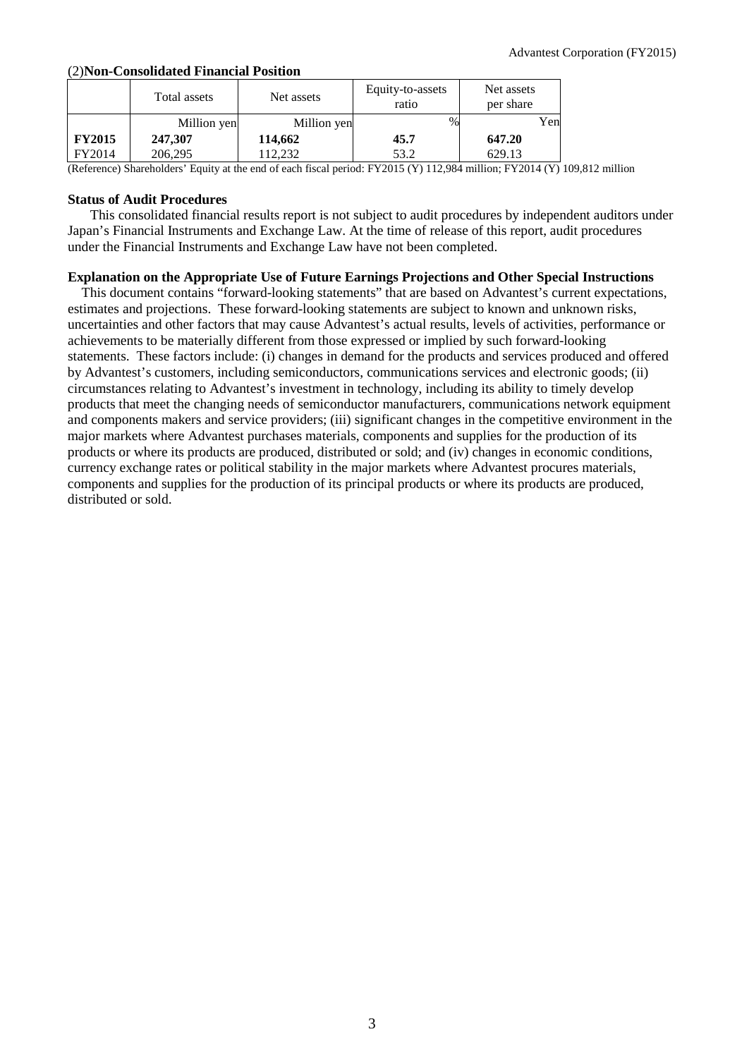### (2)Non-Consolidated Financial Position

| | Total assets | Net assets | Equity-to-assets ratio | Net assets per share |
|---|---|---|---|---|
| | Million yen | Million yen | % | Yen |
| **FY2015** | **247,307** | **114,662** | **45.7** | **647.20** |
| FY2014 | 206,295 | 112,232 | 53.2 | 629.13 |

(Reference) Shareholders' Equity at the end of each fiscal period: FY2015 (Y) 112,984 million; FY2014 (Y) 109,812 million

**Status of Audit Procedures**

This consolidated financial results report is not subject to audit procedures by independent auditors under Japan's Financial Instruments and Exchange Law. At the time of release of this report, audit procedures under the Financial Instruments and Exchange Law have not been completed.

**Explanation on the Appropriate Use of Future Earnings Projections and Other Special Instructions**

This document contains "forward-looking statements" that are based on Advantest's current expectations, estimates and projections. These forward-looking statements are subject to known and unknown risks, uncertainties and other factors that may cause Advantest's actual results, levels of activities, performance or achievements to be materially different from those expressed or implied by such forward-looking statements. These factors include: (i) changes in demand for the products and services produced and offered by Advantest's customers, including semiconductors, communications services and electronic goods; (ii) circumstances relating to Advantest's investment in technology, including its ability to timely develop products that meet the changing needs of semiconductor manufacturers, communications network equipment and components makers and service providers; (iii) significant changes in the competitive environment in the major markets where Advantest purchases materials, components and supplies for the production of its products or where its products are produced, distributed or sold; and (iv) changes in economic conditions, currency exchange rates or political stability in the major markets where Advantest procures materials, components and supplies for the production of its principal products or where its products are produced, distributed or sold.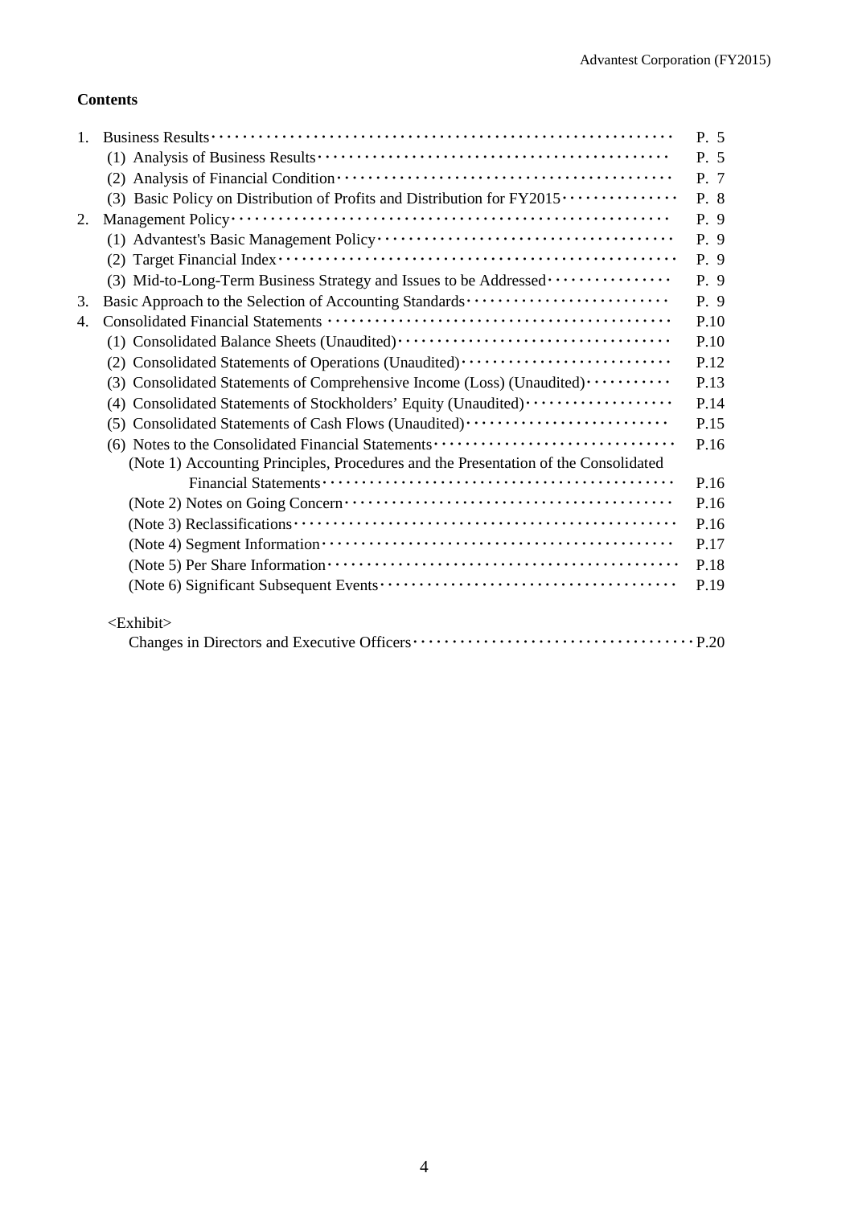**Contents**

| | | |
|---|---|---|
| 1. | Business Results | P. 5 |
| | (1) Analysis of Business Results | P. 5 |
| | (2) Analysis of Financial Condition | P. 7 |
| | (3) Basic Policy on Distribution of Profits and Distribution for FY2015 | P. 8 |
| 2. | Management Policy | P. 9 |
| | (1) Advantest's Basic Management Policy | P. 9 |
| | (2) Target Financial Index | P. 9 |
| | (3) Mid-to-Long-Term Business Strategy and Issues to be Addressed | P. 9 |
| 3. | Basic Approach to the Selection of Accounting Standards | P. 9 |
| 4. | Consolidated Financial Statements | P.10 |
| | (1) Consolidated Balance Sheets (Unaudited) | P.10 |
| | (2) Consolidated Statements of Operations (Unaudited) | P.12 |
| | (3) Consolidated Statements of Comprehensive Income (Loss) (Unaudited) | P.13 |
| | (4) Consolidated Statements of Stockholders' Equity (Unaudited) | P.14 |
| | (5) Consolidated Statements of Cash Flows (Unaudited) | P.15 |
| | (6) Notes to the Consolidated Financial Statements | P.16 |
| | (Note 1) Accounting Principles, Procedures and the Presentation of the Consolidated Financial Statements | P.16 |
| | (Note 2) Notes on Going Concern | P.16 |
| | (Note 3) Reclassifications | P.16 |
| | (Note 4) Segment Information | P.17 |
| | (Note 5) Per Share Information | P.18 |
| | (Note 6) Significant Subsequent Events | P.19 |

<Exhibit>

Changes in Directors and Executive Officers ···· P.20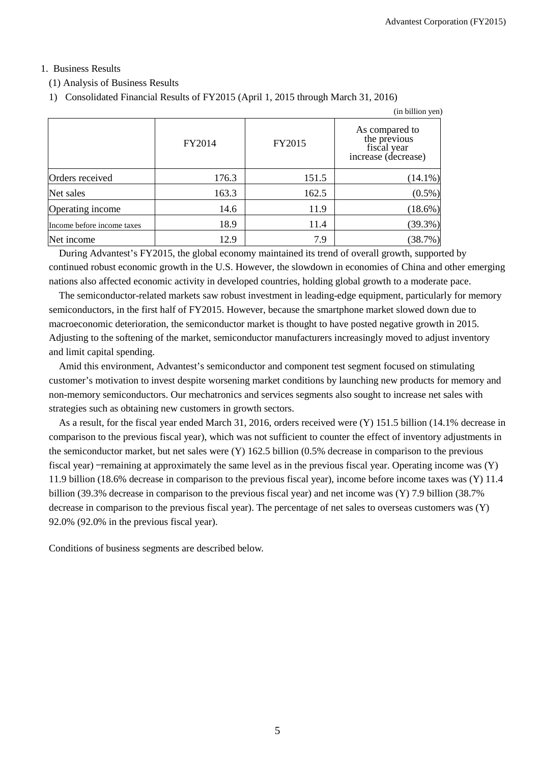1. Business Results

(1) Analysis of Business Results

1) Consolidated Financial Results of FY2015 (April 1, 2015 through March 31, 2016)

(in billion yen)

| | FY2014 | FY2015 | As compared to the previous fiscal year increase (decrease) |
|---|---|---|---|
| Orders received | 176.3 | 151.5 | (14.1%) |
| Net sales | 163.3 | 162.5 | (0.5%) |
| Operating income | 14.6 | 11.9 | (18.6%) |
| Income before income taxes | 18.9 | 11.4 | (39.3%) |
| Net income | 12.9 | 7.9 | (38.7%) |

During Advantest's FY2015, the global economy maintained its trend of overall growth, supported by continued robust economic growth in the U.S. However, the slowdown in economies of China and other emerging nations also affected economic activity in developed countries, holding global growth to a moderate pace.

The semiconductor-related markets saw robust investment in leading-edge equipment, particularly for memory semiconductors, in the first half of FY2015. However, because the smartphone market slowed down due to macroeconomic deterioration, the semiconductor market is thought to have posted negative growth in 2015. Adjusting to the softening of the market, semiconductor manufacturers increasingly moved to adjust inventory and limit capital spending.

Amid this environment, Advantest's semiconductor and component test segment focused on stimulating customer's motivation to invest despite worsening market conditions by launching new products for memory and non-memory semiconductors. Our mechatronics and services segments also sought to increase net sales with strategies such as obtaining new customers in growth sectors.

As a result, for the fiscal year ended March 31, 2016, orders received were (Y) 151.5 billion (14.1% decrease in comparison to the previous fiscal year), which was not sufficient to counter the effect of inventory adjustments in the semiconductor market, but net sales were (Y) 162.5 billion (0.5% decrease in comparison to the previous fiscal year) −remaining at approximately the same level as in the previous fiscal year. Operating income was (Y) 11.9 billion (18.6% decrease in comparison to the previous fiscal year), income before income taxes was (Y) 11.4 billion (39.3% decrease in comparison to the previous fiscal year) and net income was (Y) 7.9 billion (38.7% decrease in comparison to the previous fiscal year). The percentage of net sales to overseas customers was (Y) 92.0% (92.0% in the previous fiscal year).

Conditions of business segments are described below.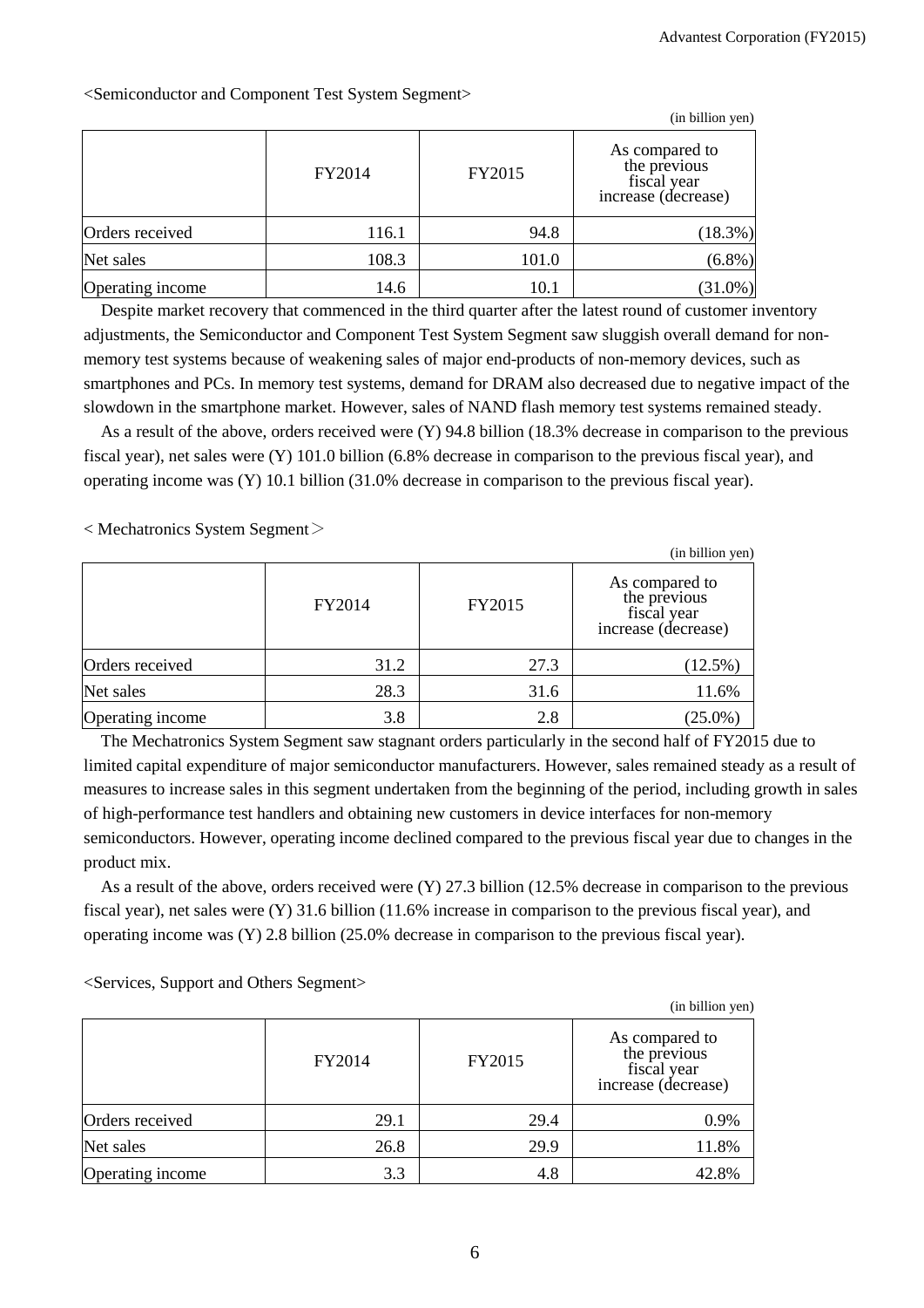<Semiconductor and Component Test System Segment>

(in billion yen)

| | FY2014 | FY2015 | As compared to the previous fiscal year increase (decrease) |
|---|---|---|---|
| Orders received | 116.1 | 94.8 | (18.3%) |
| Net sales | 108.3 | 101.0 | (6.8%) |
| Operating income | 14.6 | 10.1 | (31.0%) |

Despite market recovery that commenced in the third quarter after the latest round of customer inventory adjustments, the Semiconductor and Component Test System Segment saw sluggish overall demand for non-memory test systems because of weakening sales of major end-products of non-memory devices, such as smartphones and PCs. In memory test systems, demand for DRAM also decreased due to negative impact of the slowdown in the smartphone market. However, sales of NAND flash memory test systems remained steady.

As a result of the above, orders received were (Y) 94.8 billion (18.3% decrease in comparison to the previous fiscal year), net sales were (Y) 101.0 billion (6.8% decrease in comparison to the previous fiscal year), and operating income was (Y) 10.1 billion (31.0% decrease in comparison to the previous fiscal year).

< Mechatronics System Segment＞

(in billion yen)

| | FY2014 | FY2015 | As compared to the previous fiscal year increase (decrease) |
|---|---|---|---|
| Orders received | 31.2 | 27.3 | (12.5%) |
| Net sales | 28.3 | 31.6 | 11.6% |
| Operating income | 3.8 | 2.8 | (25.0%) |

The Mechatronics System Segment saw stagnant orders particularly in the second half of FY2015 due to limited capital expenditure of major semiconductor manufacturers. However, sales remained steady as a result of measures to increase sales in this segment undertaken from the beginning of the period, including growth in sales of high-performance test handlers and obtaining new customers in device interfaces for non-memory semiconductors. However, operating income declined compared to the previous fiscal year due to changes in the product mix.

As a result of the above, orders received were (Y) 27.3 billion (12.5% decrease in comparison to the previous fiscal year), net sales were (Y) 31.6 billion (11.6% increase in comparison to the previous fiscal year), and operating income was (Y) 2.8 billion (25.0% decrease in comparison to the previous fiscal year).

<Services, Support and Others Segment>

(in billion yen)

| | FY2014 | FY2015 | As compared to the previous fiscal year increase (decrease) |
|---|---|---|---|
| Orders received | 29.1 | 29.4 | 0.9% |
| Net sales | 26.8 | 29.9 | 11.8% |
| Operating income | 3.3 | 4.8 | 42.8% |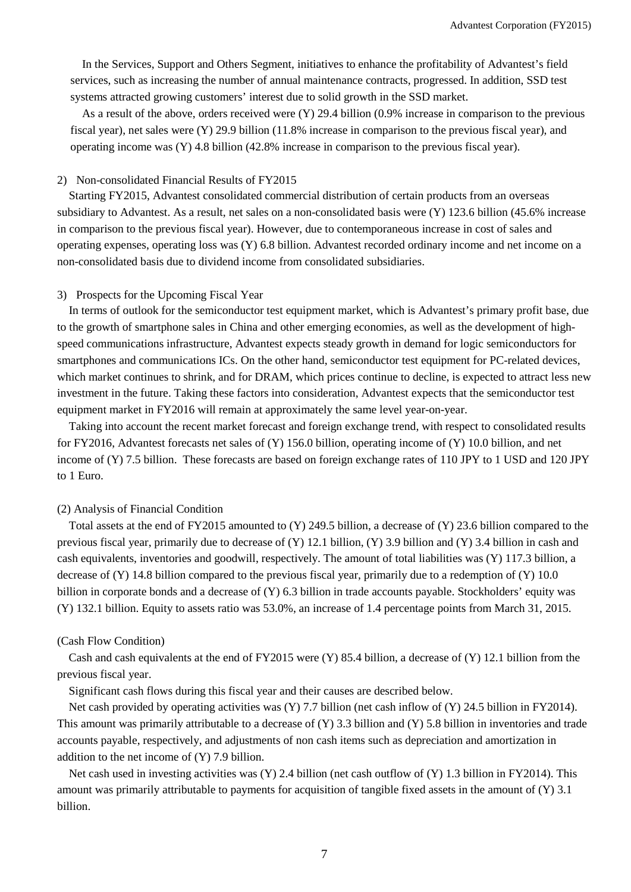In the Services, Support and Others Segment, initiatives to enhance the profitability of Advantest's field services, such as increasing the number of annual maintenance contracts, progressed. In addition, SSD test systems attracted growing customers' interest due to solid growth in the SSD market.

As a result of the above, orders received were (Y) 29.4 billion (0.9% increase in comparison to the previous fiscal year), net sales were (Y) 29.9 billion (11.8% increase in comparison to the previous fiscal year), and operating income was (Y) 4.8 billion (42.8% increase in comparison to the previous fiscal year).

2) Non-consolidated Financial Results of FY2015

Starting FY2015, Advantest consolidated commercial distribution of certain products from an overseas subsidiary to Advantest. As a result, net sales on a non-consolidated basis were (Y) 123.6 billion (45.6% increase in comparison to the previous fiscal year). However, due to contemporaneous increase in cost of sales and operating expenses, operating loss was (Y) 6.8 billion. Advantest recorded ordinary income and net income on a non-consolidated basis due to dividend income from consolidated subsidiaries.

3) Prospects for the Upcoming Fiscal Year

In terms of outlook for the semiconductor test equipment market, which is Advantest's primary profit base, due to the growth of smartphone sales in China and other emerging economies, as well as the development of high-speed communications infrastructure, Advantest expects steady growth in demand for logic semiconductors for smartphones and communications ICs. On the other hand, semiconductor test equipment for PC-related devices, which market continues to shrink, and for DRAM, which prices continue to decline, is expected to attract less new investment in the future. Taking these factors into consideration, Advantest expects that the semiconductor test equipment market in FY2016 will remain at approximately the same level year-on-year.

Taking into account the recent market forecast and foreign exchange trend, with respect to consolidated results for FY2016, Advantest forecasts net sales of (Y) 156.0 billion, operating income of (Y) 10.0 billion, and net income of (Y) 7.5 billion. These forecasts are based on foreign exchange rates of 110 JPY to 1 USD and 120 JPY to 1 Euro.

(2) Analysis of Financial Condition

Total assets at the end of FY2015 amounted to (Y) 249.5 billion, a decrease of (Y) 23.6 billion compared to the previous fiscal year, primarily due to decrease of (Y) 12.1 billion, (Y) 3.9 billion and (Y) 3.4 billion in cash and cash equivalents, inventories and goodwill, respectively. The amount of total liabilities was (Y) 117.3 billion, a decrease of (Y) 14.8 billion compared to the previous fiscal year, primarily due to a redemption of (Y) 10.0 billion in corporate bonds and a decrease of (Y) 6.3 billion in trade accounts payable. Stockholders' equity was (Y) 132.1 billion. Equity to assets ratio was 53.0%, an increase of 1.4 percentage points from March 31, 2015.

(Cash Flow Condition)

Cash and cash equivalents at the end of FY2015 were (Y) 85.4 billion, a decrease of (Y) 12.1 billion from the previous fiscal year.

Significant cash flows during this fiscal year and their causes are described below.

Net cash provided by operating activities was (Y) 7.7 billion (net cash inflow of (Y) 24.5 billion in FY2014). This amount was primarily attributable to a decrease of (Y) 3.3 billion and (Y) 5.8 billion in inventories and trade accounts payable, respectively, and adjustments of non cash items such as depreciation and amortization in addition to the net income of (Y) 7.9 billion.

Net cash used in investing activities was (Y) 2.4 billion (net cash outflow of (Y) 1.3 billion in FY2014). This amount was primarily attributable to payments for acquisition of tangible fixed assets in the amount of (Y) 3.1 billion.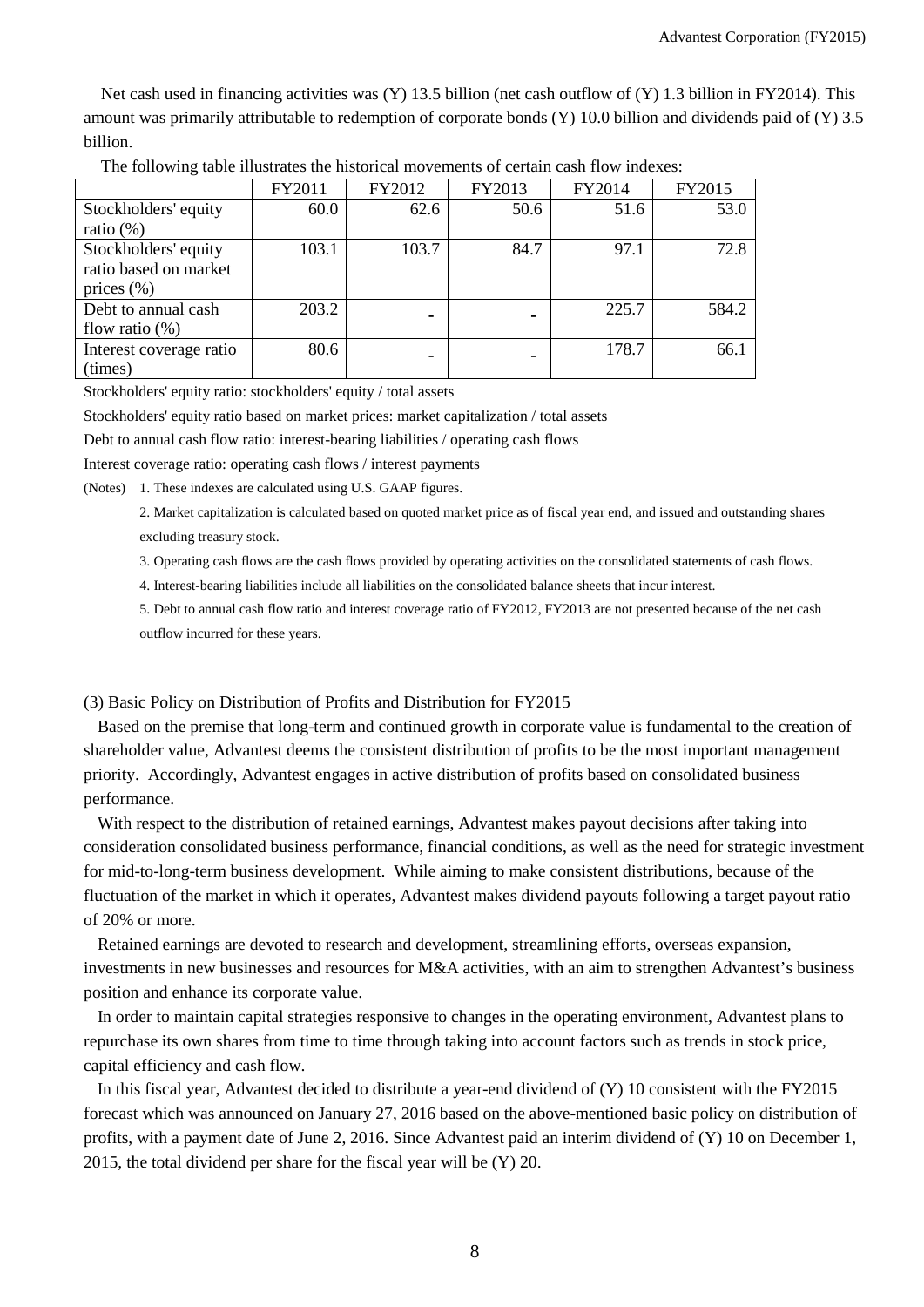Net cash used in financing activities was (Y) 13.5 billion (net cash outflow of (Y) 1.3 billion in FY2014). This amount was primarily attributable to redemption of corporate bonds (Y) 10.0 billion and dividends paid of (Y) 3.5 billion.

The following table illustrates the historical movements of certain cash flow indexes:

| | FY2011 | FY2012 | FY2013 | FY2014 | FY2015 |
|---|---|---|---|---|---|
| Stockholders' equity ratio (%) | 60.0 | 62.6 | 50.6 | 51.6 | 53.0 |
| Stockholders' equity ratio based on market prices (%) | 103.1 | 103.7 | 84.7 | 97.1 | 72.8 |
| Debt to annual cash flow ratio (%) | 203.2 | - | - | 225.7 | 584.2 |
| Interest coverage ratio (times) | 80.6 | - | - | 178.7 | 66.1 |

Stockholders' equity ratio: stockholders' equity / total assets

Stockholders' equity ratio based on market prices: market capitalization / total assets

Debt to annual cash flow ratio: interest-bearing liabilities / operating cash flows

Interest coverage ratio: operating cash flows / interest payments

(Notes) 1. These indexes are calculated using U.S. GAAP figures.

2. Market capitalization is calculated based on quoted market price as of fiscal year end, and issued and outstanding shares excluding treasury stock.

3. Operating cash flows are the cash flows provided by operating activities on the consolidated statements of cash flows.

4. Interest-bearing liabilities include all liabilities on the consolidated balance sheets that incur interest.

5. Debt to annual cash flow ratio and interest coverage ratio of FY2012, FY2013 are not presented because of the net cash outflow incurred for these years.

### (3) Basic Policy on Distribution of Profits and Distribution for FY2015

Based on the premise that long-term and continued growth in corporate value is fundamental to the creation of shareholder value, Advantest deems the consistent distribution of profits to be the most important management priority. Accordingly, Advantest engages in active distribution of profits based on consolidated business performance.

With respect to the distribution of retained earnings, Advantest makes payout decisions after taking into consideration consolidated business performance, financial conditions, as well as the need for strategic investment for mid-to-long-term business development. While aiming to make consistent distributions, because of the fluctuation of the market in which it operates, Advantest makes dividend payouts following a target payout ratio of 20% or more.

Retained earnings are devoted to research and development, streamlining efforts, overseas expansion, investments in new businesses and resources for M&A activities, with an aim to strengthen Advantest's business position and enhance its corporate value.

In order to maintain capital strategies responsive to changes in the operating environment, Advantest plans to repurchase its own shares from time to time through taking into account factors such as trends in stock price, capital efficiency and cash flow.

In this fiscal year, Advantest decided to distribute a year-end dividend of (Y) 10 consistent with the FY2015 forecast which was announced on January 27, 2016 based on the above-mentioned basic policy on distribution of profits, with a payment date of June 2, 2016. Since Advantest paid an interim dividend of (Y) 10 on December 1, 2015, the total dividend per share for the fiscal year will be (Y) 20.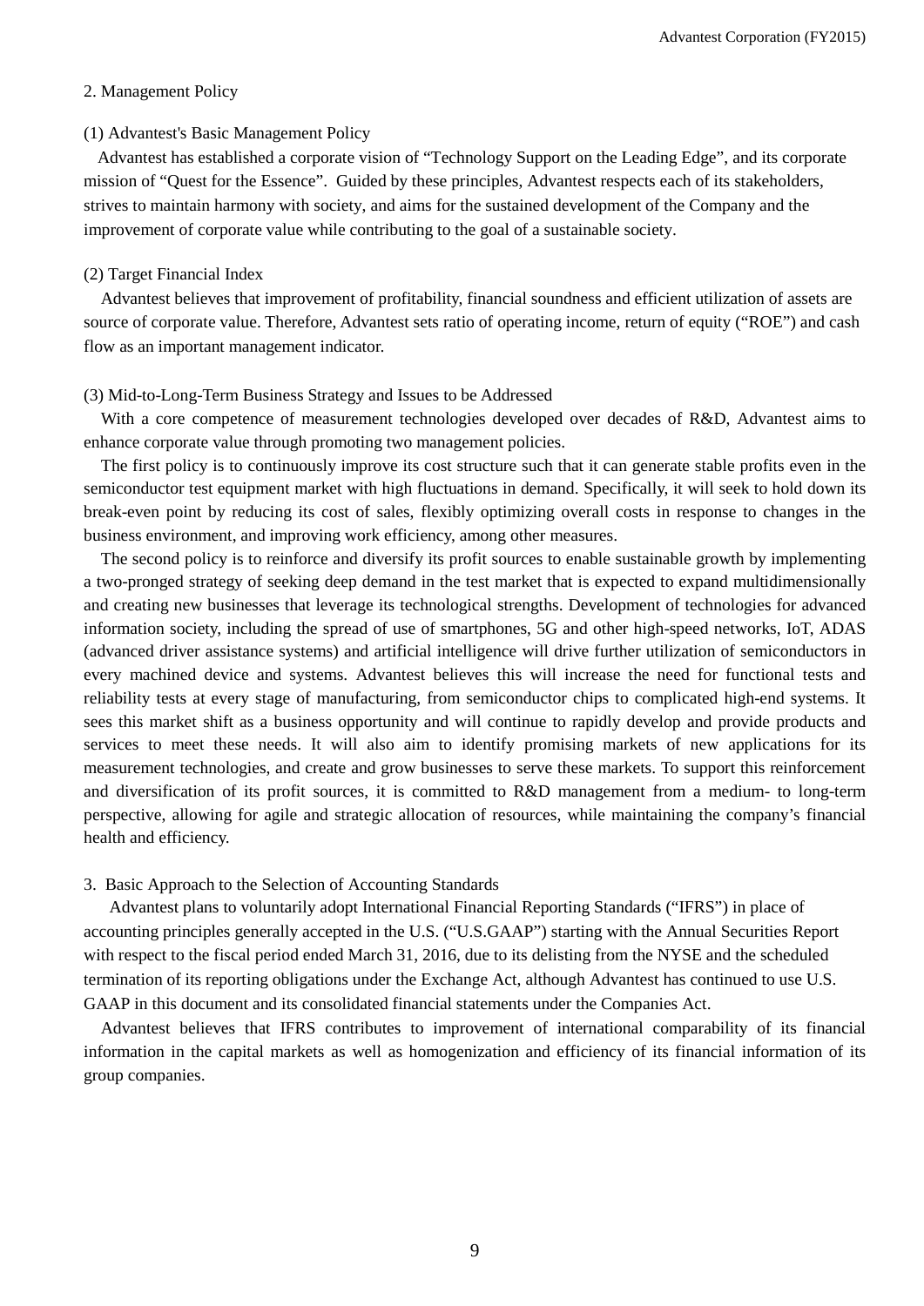## 2. Management Policy

### (1) Advantest's Basic Management Policy

Advantest has established a corporate vision of "Technology Support on the Leading Edge", and its corporate mission of "Quest for the Essence". Guided by these principles, Advantest respects each of its stakeholders, strives to maintain harmony with society, and aims for the sustained development of the Company and the improvement of corporate value while contributing to the goal of a sustainable society.

### (2) Target Financial Index

Advantest believes that improvement of profitability, financial soundness and efficient utilization of assets are source of corporate value. Therefore, Advantest sets ratio of operating income, return of equity ("ROE") and cash flow as an important management indicator.

### (3) Mid-to-Long-Term Business Strategy and Issues to be Addressed

With a core competence of measurement technologies developed over decades of R&D, Advantest aims to enhance corporate value through promoting two management policies.

The first policy is to continuously improve its cost structure such that it can generate stable profits even in the semiconductor test equipment market with high fluctuations in demand. Specifically, it will seek to hold down its break-even point by reducing its cost of sales, flexibly optimizing overall costs in response to changes in the business environment, and improving work efficiency, among other measures.

The second policy is to reinforce and diversify its profit sources to enable sustainable growth by implementing a two-pronged strategy of seeking deep demand in the test market that is expected to expand multidimensionally and creating new businesses that leverage its technological strengths. Development of technologies for advanced information society, including the spread of use of smartphones, 5G and other high-speed networks, IoT, ADAS (advanced driver assistance systems) and artificial intelligence will drive further utilization of semiconductors in every machined device and systems. Advantest believes this will increase the need for functional tests and reliability tests at every stage of manufacturing, from semiconductor chips to complicated high-end systems. It sees this market shift as a business opportunity and will continue to rapidly develop and provide products and services to meet these needs. It will also aim to identify promising markets of new applications for its measurement technologies, and create and grow businesses to serve these markets. To support this reinforcement and diversification of its profit sources, it is committed to R&D management from a medium- to long-term perspective, allowing for agile and strategic allocation of resources, while maintaining the company's financial health and efficiency.

## 3. Basic Approach to the Selection of Accounting Standards

Advantest plans to voluntarily adopt International Financial Reporting Standards ("IFRS") in place of accounting principles generally accepted in the U.S. ("U.S.GAAP") starting with the Annual Securities Report with respect to the fiscal period ended March 31, 2016, due to its delisting from the NYSE and the scheduled termination of its reporting obligations under the Exchange Act, although Advantest has continued to use U.S. GAAP in this document and its consolidated financial statements under the Companies Act.

Advantest believes that IFRS contributes to improvement of international comparability of its financial information in the capital markets as well as homogenization and efficiency of its financial information of its group companies.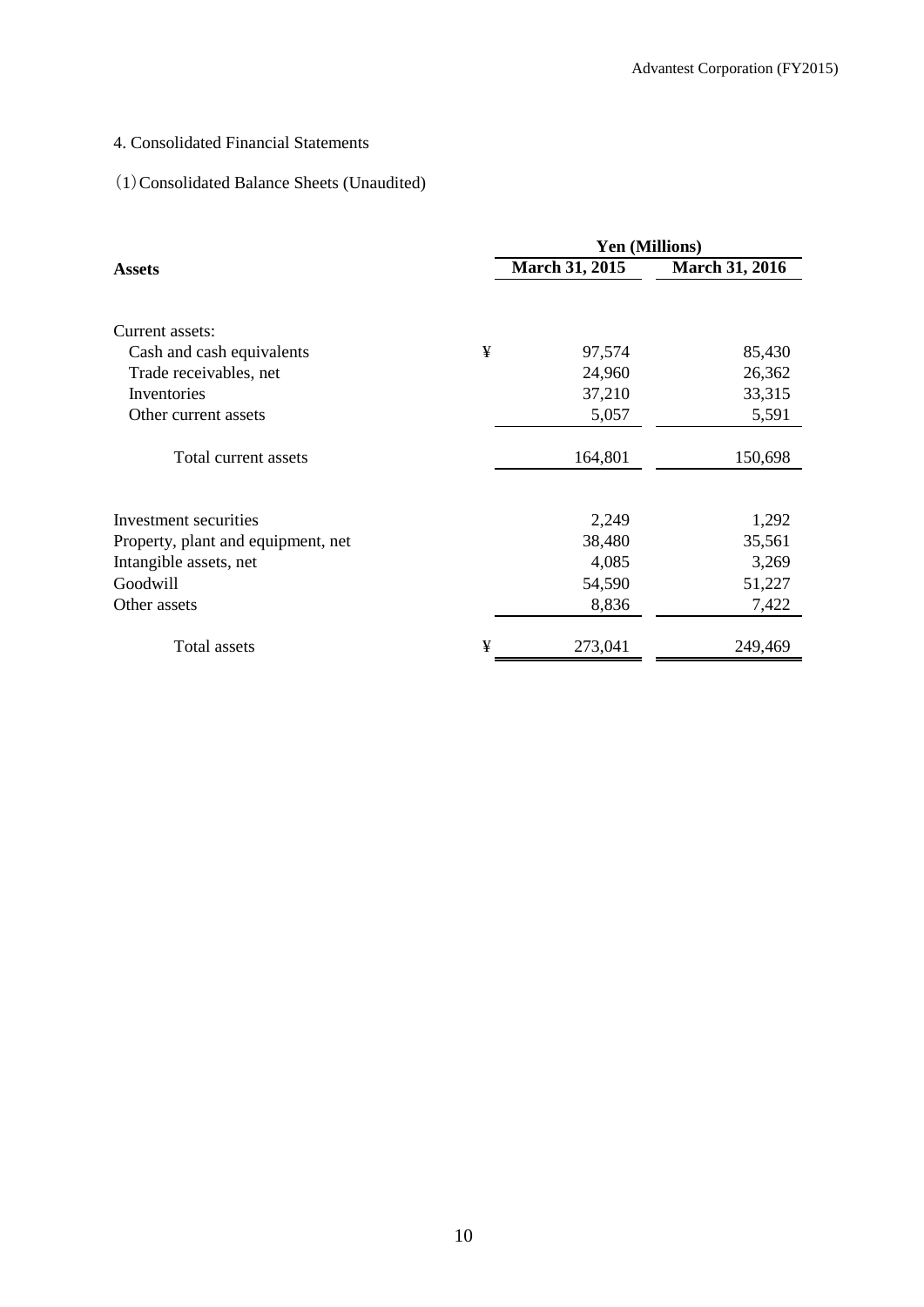# 4. Consolidated Financial Statements

## (1) Consolidated Balance Sheets (Unaudited)

| Assets | | Yen (Millions) | |
|---|---|---|---|
| | | **March 31, 2015** | **March 31, 2016** |
| Current assets: | | | |
| Cash and cash equivalents | ¥ | 97,574 | 85,430 |
| Trade receivables, net | | 24,960 | 26,362 |
| Inventories | | 37,210 | 33,315 |
| Other current assets | | 5,057 | 5,591 |
| Total current assets | | 164,801 | 150,698 |
| Investment securities | | 2,249 | 1,292 |
| Property, plant and equipment, net | | 38,480 | 35,561 |
| Intangible assets, net | | 4,085 | 3,269 |
| Goodwill | | 54,590 | 51,227 |
| Other assets | | 8,836 | 7,422 |
| Total assets | ¥ | 273,041 | 249,469 |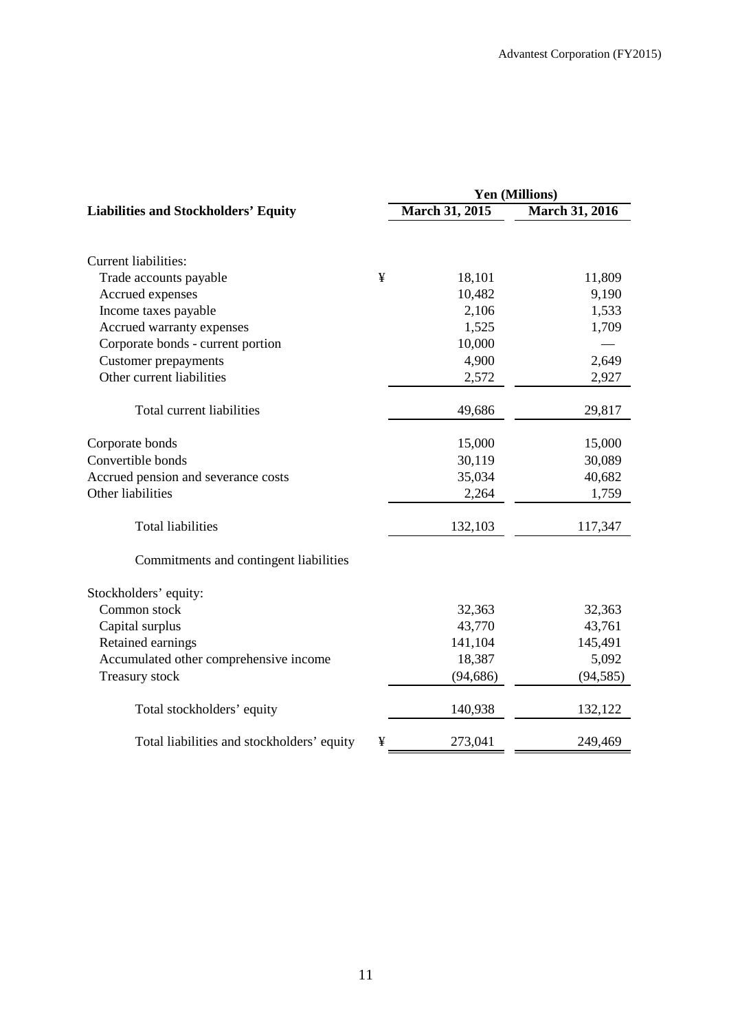| Liabilities and Stockholders' Equity | | Yen (Millions) | |
|---|---|---|---|
| | | March 31, 2015 | March 31, 2016 |
| Current liabilities: | | | |
| Trade accounts payable | ¥ | 18,101 | 11,809 |
| Accrued expenses | | 10,482 | 9,190 |
| Income taxes payable | | 2,106 | 1,533 |
| Accrued warranty expenses | | 1,525 | 1,709 |
| Corporate bonds - current portion | | 10,000 | — |
| Customer prepayments | | 4,900 | 2,649 |
| Other current liabilities | | 2,572 | 2,927 |
| Total current liabilities | | 49,686 | 29,817 |
| Corporate bonds | | 15,000 | 15,000 |
| Convertible bonds | | 30,119 | 30,089 |
| Accrued pension and severance costs | | 35,034 | 40,682 |
| Other liabilities | | 2,264 | 1,759 |
| Total liabilities | | 132,103 | 117,347 |
| Commitments and contingent liabilities | | | |
| Stockholders' equity: | | | |
| Common stock | | 32,363 | 32,363 |
| Capital surplus | | 43,770 | 43,761 |
| Retained earnings | | 141,104 | 145,491 |
| Accumulated other comprehensive income | | 18,387 | 5,092 |
| Treasury stock | | (94,686) | (94,585) |
| Total stockholders' equity | | 140,938 | 132,122 |
| Total liabilities and stockholders' equity | ¥ | 273,041 | 249,469 |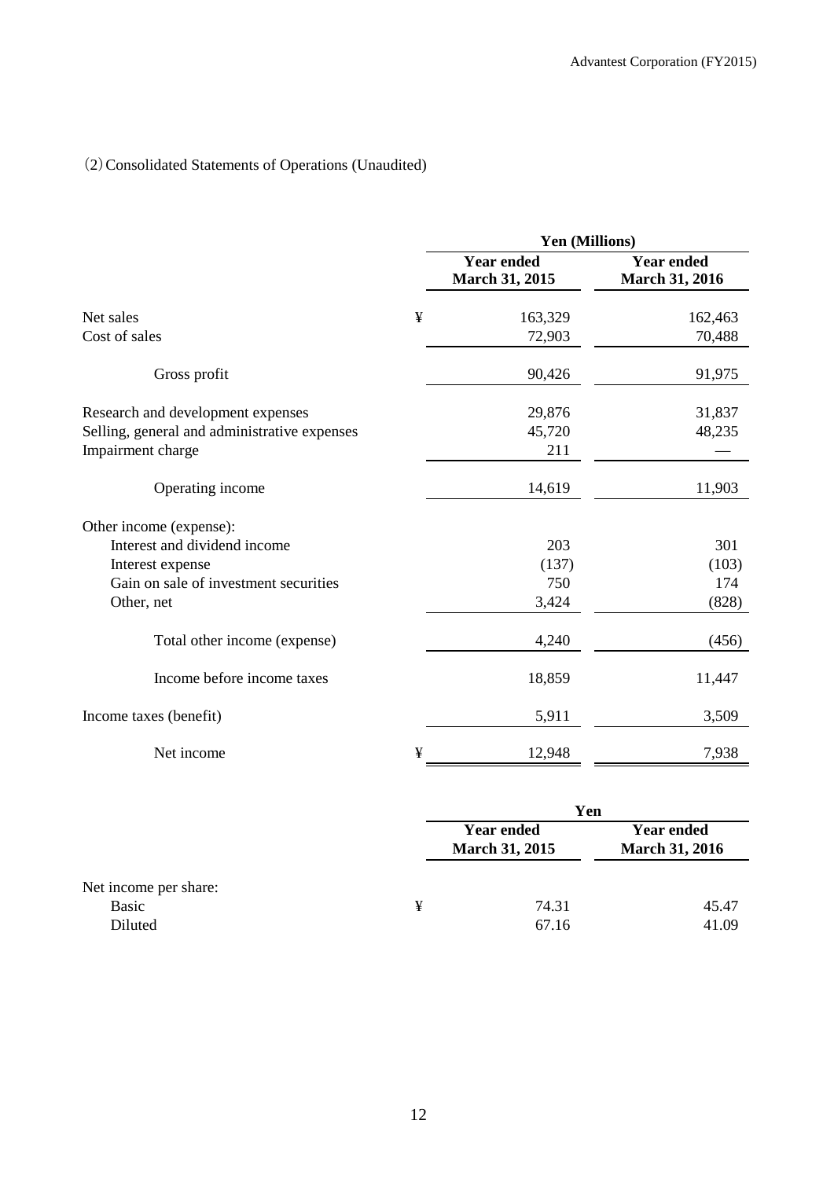(2) Consolidated Statements of Operations (Unaudited)

| | | Yen (Millions) | |
|---|---|---|---|
| | | Year ended March 31, 2015 | Year ended March 31, 2016 |
| Net sales | ¥ | 163,329 | 162,463 |
| Cost of sales | | 72,903 | 70,488 |
| Gross profit | | 90,426 | 91,975 |
| Research and development expenses | | 29,876 | 31,837 |
| Selling, general and administrative expenses | | 45,720 | 48,235 |
| Impairment charge | | 211 | — |
| Operating income | | 14,619 | 11,903 |
| Other income (expense): | | | |
| Interest and dividend income | | 203 | 301 |
| Interest expense | | (137) | (103) |
| Gain on sale of investment securities | | 750 | 174 |
| Other, net | | 3,424 | (828) |
| Total other income (expense) | | 4,240 | (456) |
| Income before income taxes | | 18,859 | 11,447 |
| Income taxes (benefit) | | 5,911 | 3,509 |
| Net income | ¥ | 12,948 | 7,938 |

| | | Yen | |
|---|---|---|---|
| | | Year ended March 31, 2015 | Year ended March 31, 2016 |
| Net income per share: | | | |
| Basic | ¥ | 74.31 | 45.47 |
| Diluted | | 67.16 | 41.09 |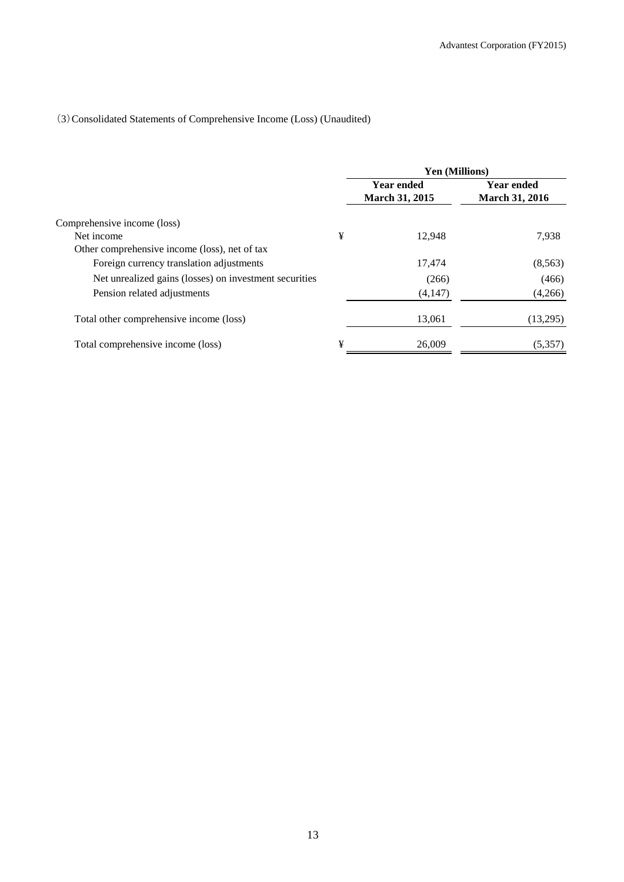(3) Consolidated Statements of Comprehensive Income (Loss) (Unaudited)

| | | Yen (Millions) | |
|---|---|---|---|
| | | Year ended March 31, 2015 | Year ended March 31, 2016 |
| Comprehensive income (loss) | | | |
| Net income | ¥ | 12,948 | 7,938 |
| Other comprehensive income (loss), net of tax | | | |
| Foreign currency translation adjustments | | 17,474 | (8,563) |
| Net unrealized gains (losses) on investment securities | | (266) | (466) |
| Pension related adjustments | | (4,147) | (4,266) |
| Total other comprehensive income (loss) | | 13,061 | (13,295) |
| Total comprehensive income (loss) | ¥ | 26,009 | (5,357) |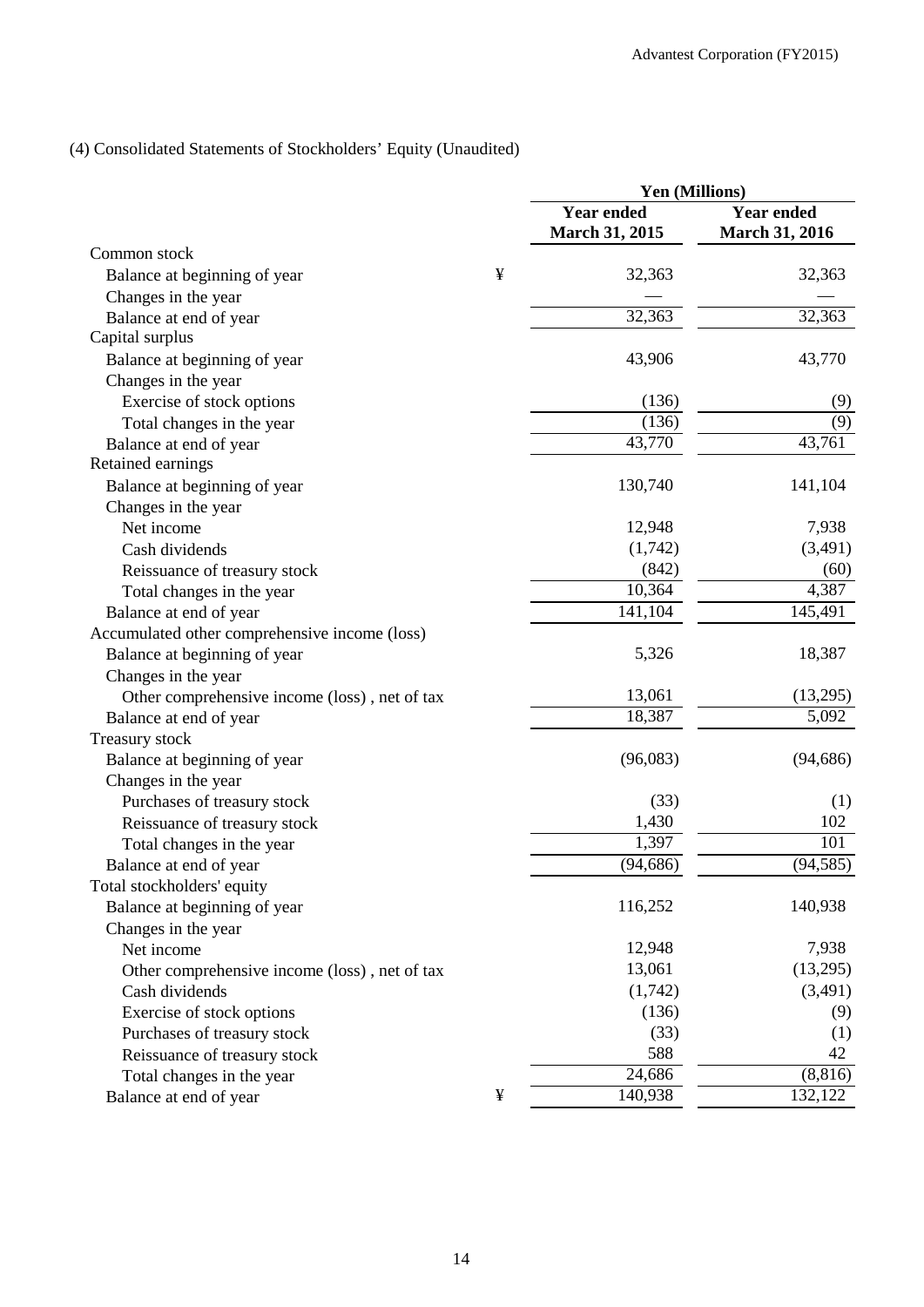(4) Consolidated Statements of Stockholders' Equity (Unaudited)

| | | Yen (Millions) | |
|---|---|---|---|
| | | Year ended March 31, 2015 | Year ended March 31, 2016 |
| Common stock | | | |
| Balance at beginning of year | ¥ | 32,363 | 32,363 |
| Changes in the year | | — | — |
| Balance at end of year | | 32,363 | 32,363 |
| Capital surplus | | | |
| Balance at beginning of year | | 43,906 | 43,770 |
| Changes in the year | | | |
| Exercise of stock options | | (136) | (9) |
| Total changes in the year | | (136) | (9) |
| Balance at end of year | | 43,770 | 43,761 |
| Retained earnings | | | |
| Balance at beginning of year | | 130,740 | 141,104 |
| Changes in the year | | | |
| Net income | | 12,948 | 7,938 |
| Cash dividends | | (1,742) | (3,491) |
| Reissuance of treasury stock | | (842) | (60) |
| Total changes in the year | | 10,364 | 4,387 |
| Balance at end of year | | 141,104 | 145,491 |
| Accumulated other comprehensive income (loss) | | | |
| Balance at beginning of year | | 5,326 | 18,387 |
| Changes in the year | | | |
| Other comprehensive income (loss) , net of tax | | 13,061 | (13,295) |
| Balance at end of year | | 18,387 | 5,092 |
| Treasury stock | | | |
| Balance at beginning of year | | (96,083) | (94,686) |
| Changes in the year | | | |
| Purchases of treasury stock | | (33) | (1) |
| Reissuance of treasury stock | | 1,430 | 102 |
| Total changes in the year | | 1,397 | 101 |
| Balance at end of year | | (94,686) | (94,585) |
| Total stockholders' equity | | | |
| Balance at beginning of year | | 116,252 | 140,938 |
| Changes in the year | | | |
| Net income | | 12,948 | 7,938 |
| Other comprehensive income (loss) , net of tax | | 13,061 | (13,295) |
| Cash dividends | | (1,742) | (3,491) |
| Exercise of stock options | | (136) | (9) |
| Purchases of treasury stock | | (33) | (1) |
| Reissuance of treasury stock | | 588 | 42 |
| Total changes in the year | | 24,686 | (8,816) |
| Balance at end of year | ¥ | 140,938 | 132,122 |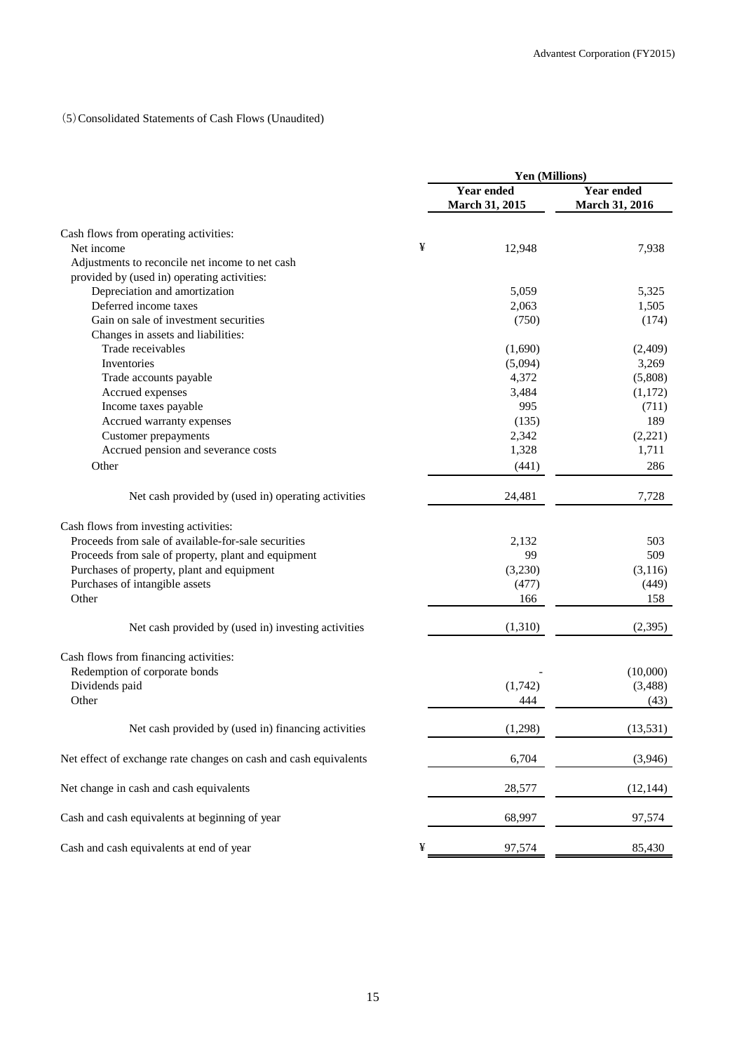(5) Consolidated Statements of Cash Flows (Unaudited)

| | Yen (Millions) | |
|---|---|---|
| | Year ended March 31, 2015 | Year ended March 31, 2016 |
| Cash flows from operating activities: | | |
| Net income | ¥ 12,948 | 7,938 |
| Adjustments to reconcile net income to net cash provided by (used in) operating activities: | | |
| Depreciation and amortization | 5,059 | 5,325 |
| Deferred income taxes | 2,063 | 1,505 |
| Gain on sale of investment securities | (750) | (174) |
| Changes in assets and liabilities: | | |
| Trade receivables | (1,690) | (2,409) |
| Inventories | (5,094) | 3,269 |
| Trade accounts payable | 4,372 | (5,808) |
| Accrued expenses | 3,484 | (1,172) |
| Income taxes payable | 995 | (711) |
| Accrued warranty expenses | (135) | 189 |
| Customer prepayments | 2,342 | (2,221) |
| Accrued pension and severance costs | 1,328 | 1,711 |
| Other | (441) | 286 |
| Net cash provided by (used in) operating activities | 24,481 | 7,728 |
| Cash flows from investing activities: | | |
| Proceeds from sale of available-for-sale securities | 2,132 | 503 |
| Proceeds from sale of property, plant and equipment | 99 | 509 |
| Purchases of property, plant and equipment | (3,230) | (3,116) |
| Purchases of intangible assets | (477) | (449) |
| Other | 166 | 158 |
| Net cash provided by (used in) investing activities | (1,310) | (2,395) |
| Cash flows from financing activities: | | |
| Redemption of corporate bonds | - | (10,000) |
| Dividends paid | (1,742) | (3,488) |
| Other | 444 | (43) |
| Net cash provided by (used in) financing activities | (1,298) | (13,531) |
| Net effect of exchange rate changes on cash and cash equivalents | 6,704 | (3,946) |
| Net change in cash and cash equivalents | 28,577 | (12,144) |
| Cash and cash equivalents at beginning of year | 68,997 | 97,574 |
| Cash and cash equivalents at end of year | ¥ 97,574 | 85,430 |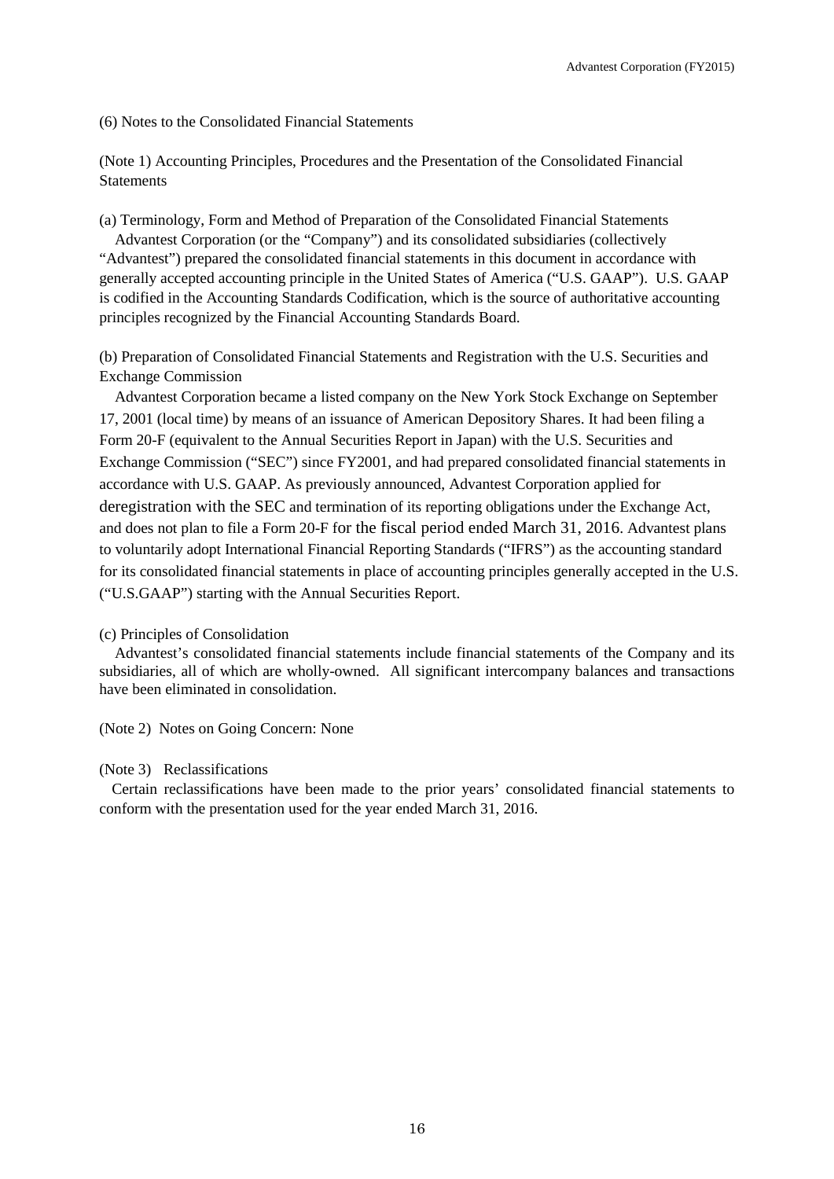## (6) Notes to the Consolidated Financial Statements

### (Note 1) Accounting Principles, Procedures and the Presentation of the Consolidated Financial Statements

(a) Terminology, Form and Method of Preparation of the Consolidated Financial Statements

Advantest Corporation (or the "Company") and its consolidated subsidiaries (collectively "Advantest") prepared the consolidated financial statements in this document in accordance with generally accepted accounting principle in the United States of America ("U.S. GAAP"). U.S. GAAP is codified in the Accounting Standards Codification, which is the source of authoritative accounting principles recognized by the Financial Accounting Standards Board.

(b) Preparation of Consolidated Financial Statements and Registration with the U.S. Securities and Exchange Commission

Advantest Corporation became a listed company on the New York Stock Exchange on September 17, 2001 (local time) by means of an issuance of American Depository Shares. It had been filing a Form 20-F (equivalent to the Annual Securities Report in Japan) with the U.S. Securities and Exchange Commission ("SEC") since FY2001, and had prepared consolidated financial statements in accordance with U.S. GAAP. As previously announced, Advantest Corporation applied for deregistration with the SEC and termination of its reporting obligations under the Exchange Act, and does not plan to file a Form 20-F for the fiscal period ended March 31, 2016. Advantest plans to voluntarily adopt International Financial Reporting Standards ("IFRS") as the accounting standard for its consolidated financial statements in place of accounting principles generally accepted in the U.S. ("U.S.GAAP") starting with the Annual Securities Report.

(c) Principles of Consolidation

Advantest's consolidated financial statements include financial statements of the Company and its subsidiaries, all of which are wholly-owned. All significant intercompany balances and transactions have been eliminated in consolidation.

### (Note 2) Notes on Going Concern: None

### (Note 3) Reclassifications

Certain reclassifications have been made to the prior years' consolidated financial statements to conform with the presentation used for the year ended March 31, 2016.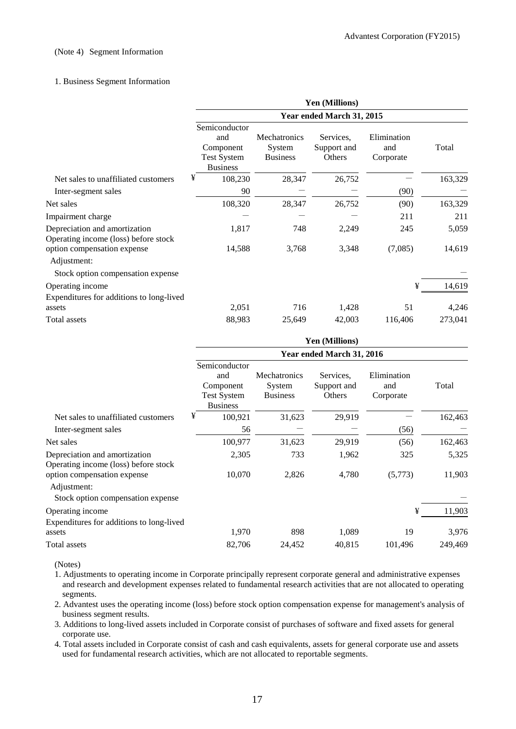(Note 4) Segment Information

1. Business Segment Information

| | Yen (Millions) | | | | |
|---|---|---|---|---|---|
| | Year ended March 31, 2015 | | | | |
| | Semiconductor and Component Test System Business | Mechatronics System Business | Services, Support and Others | Elimination and Corporate | Total |
| Net sales to unaffiliated customers | ¥ 108,230 | 28,347 | 26,752 | — | 163,329 |
| Inter-segment sales | 90 | — | — | (90) | — |
| Net sales | 108,320 | 28,347 | 26,752 | (90) | 163,329 |
| Impairment charge | — | — | — | 211 | 211 |
| Depreciation and amortization | 1,817 | 748 | 2,249 | 245 | 5,059 |
| Operating income (loss) before stock option compensation expense | 14,588 | 3,768 | 3,348 | (7,085) | 14,619 |
| Adjustment: | | | | | |
| Stock option compensation expense | | | | | — |
| Operating income | | | | ¥ | 14,619 |
| Expenditures for additions to long-lived assets | 2,051 | 716 | 1,428 | 51 | 4,246 |
| Total assets | 88,983 | 25,649 | 42,003 | 116,406 | 273,041 |

| | Yen (Millions) | | | | |
|---|---|---|---|---|---|
| | Year ended March 31, 2016 | | | | |
| | Semiconductor and Component Test System Business | Mechatronics System Business | Services, Support and Others | Elimination and Corporate | Total |
| Net sales to unaffiliated customers | ¥ 100,921 | 31,623 | 29,919 | — | 162,463 |
| Inter-segment sales | 56 | — | — | (56) | — |
| Net sales | 100,977 | 31,623 | 29,919 | (56) | 162,463 |
| Depreciation and amortization | 2,305 | 733 | 1,962 | 325 | 5,325 |
| Operating income (loss) before stock option compensation expense | 10,070 | 2,826 | 4,780 | (5,773) | 11,903 |
| Adjustment: | | | | | |
| Stock option compensation expense | | | | | — |
| Operating income | | | | ¥ | 11,903 |
| Expenditures for additions to long-lived assets | 1,970 | 898 | 1,089 | 19 | 3,976 |
| Total assets | 82,706 | 24,452 | 40,815 | 101,496 | 249,469 |

(Notes)

1. Adjustments to operating income in Corporate principally represent corporate general and administrative expenses and research and development expenses related to fundamental research activities that are not allocated to operating segments.
2. Advantest uses the operating income (loss) before stock option compensation expense for management's analysis of business segment results.
3. Additions to long-lived assets included in Corporate consist of purchases of software and fixed assets for general corporate use.
4. Total assets included in Corporate consist of cash and cash equivalents, assets for general corporate use and assets used for fundamental research activities, which are not allocated to reportable segments.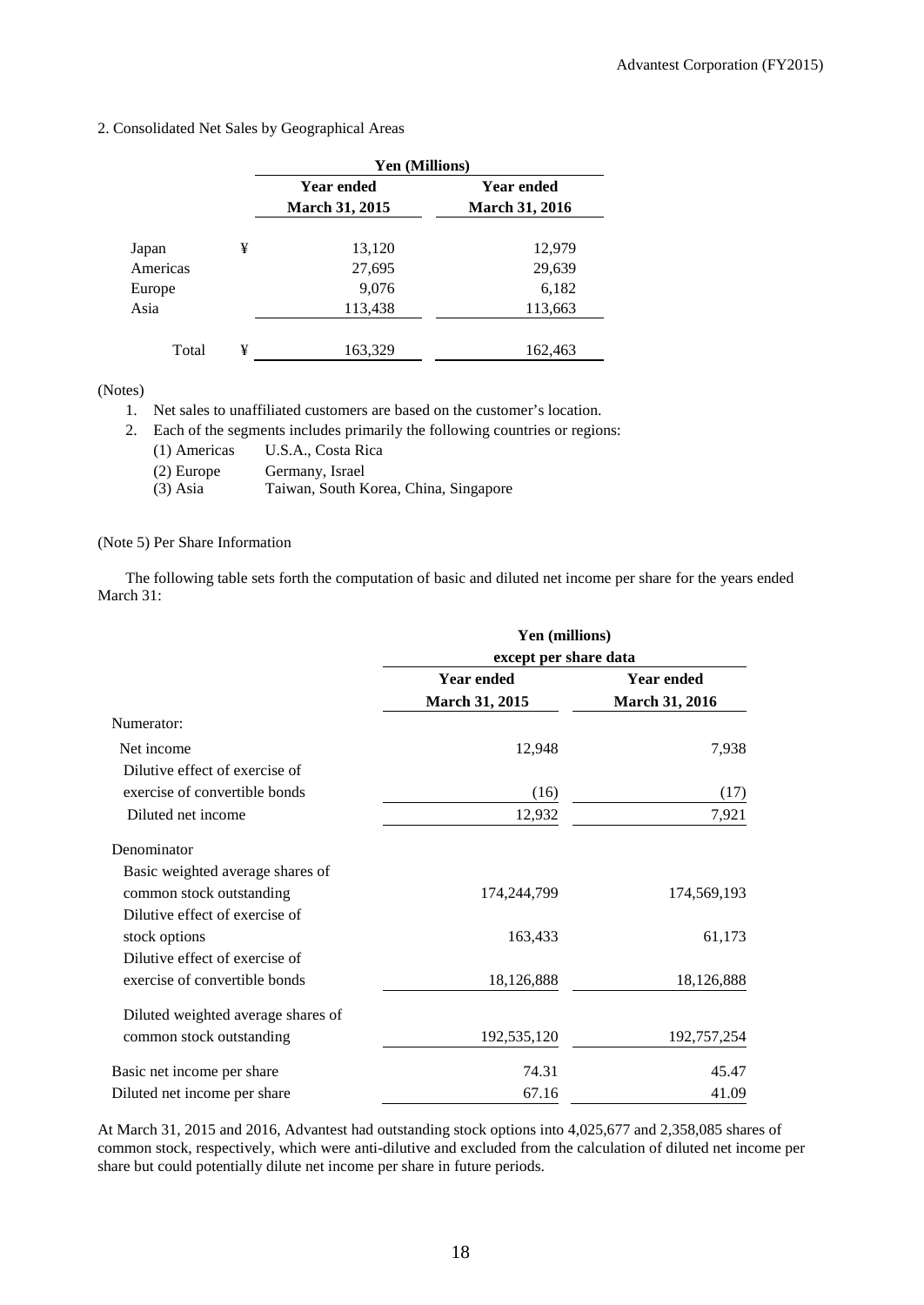2. Consolidated Net Sales by Geographical Areas

| | | Yen (Millions) | |
|---|---|---|---|
| | | Year ended March 31, 2015 | Year ended March 31, 2016 |
| Japan | ¥ | 13,120 | 12,979 |
| Americas | | 27,695 | 29,639 |
| Europe | | 9,076 | 6,182 |
| Asia | | 113,438 | 113,663 |
| Total | ¥ | 163,329 | 162,463 |

(Notes)

1. Net sales to unaffiliated customers are based on the customer's location.
2. Each of the segments includes primarily the following countries or regions:
   - (1) Americas U.S.A., Costa Rica
   - (2) Europe Germany, Israel
   - (3) Asia Taiwan, South Korea, China, Singapore

(Note 5) Per Share Information

The following table sets forth the computation of basic and diluted net income per share for the years ended March 31:

| | Yen (millions) except per share data | |
|---|---|---|
| | Year ended March 31, 2015 | Year ended March 31, 2016 |
| Numerator: | | |
| Net income | 12,948 | 7,938 |
| Dilutive effect of exercise of exercise of convertible bonds | (16) | (17) |
| Diluted net income | 12,932 | 7,921 |
| Denominator | | |
| Basic weighted average shares of common stock outstanding | 174,244,799 | 174,569,193 |
| Dilutive effect of exercise of stock options | 163,433 | 61,173 |
| Dilutive effect of exercise of exercise of convertible bonds | 18,126,888 | 18,126,888 |
| Diluted weighted average shares of common stock outstanding | 192,535,120 | 192,757,254 |
| Basic net income per share | 74.31 | 45.47 |
| Diluted net income per share | 67.16 | 41.09 |

At March 31, 2015 and 2016, Advantest had outstanding stock options into 4,025,677 and 2,358,085 shares of common stock, respectively, which were anti-dilutive and excluded from the calculation of diluted net income per share but could potentially dilute net income per share in future periods.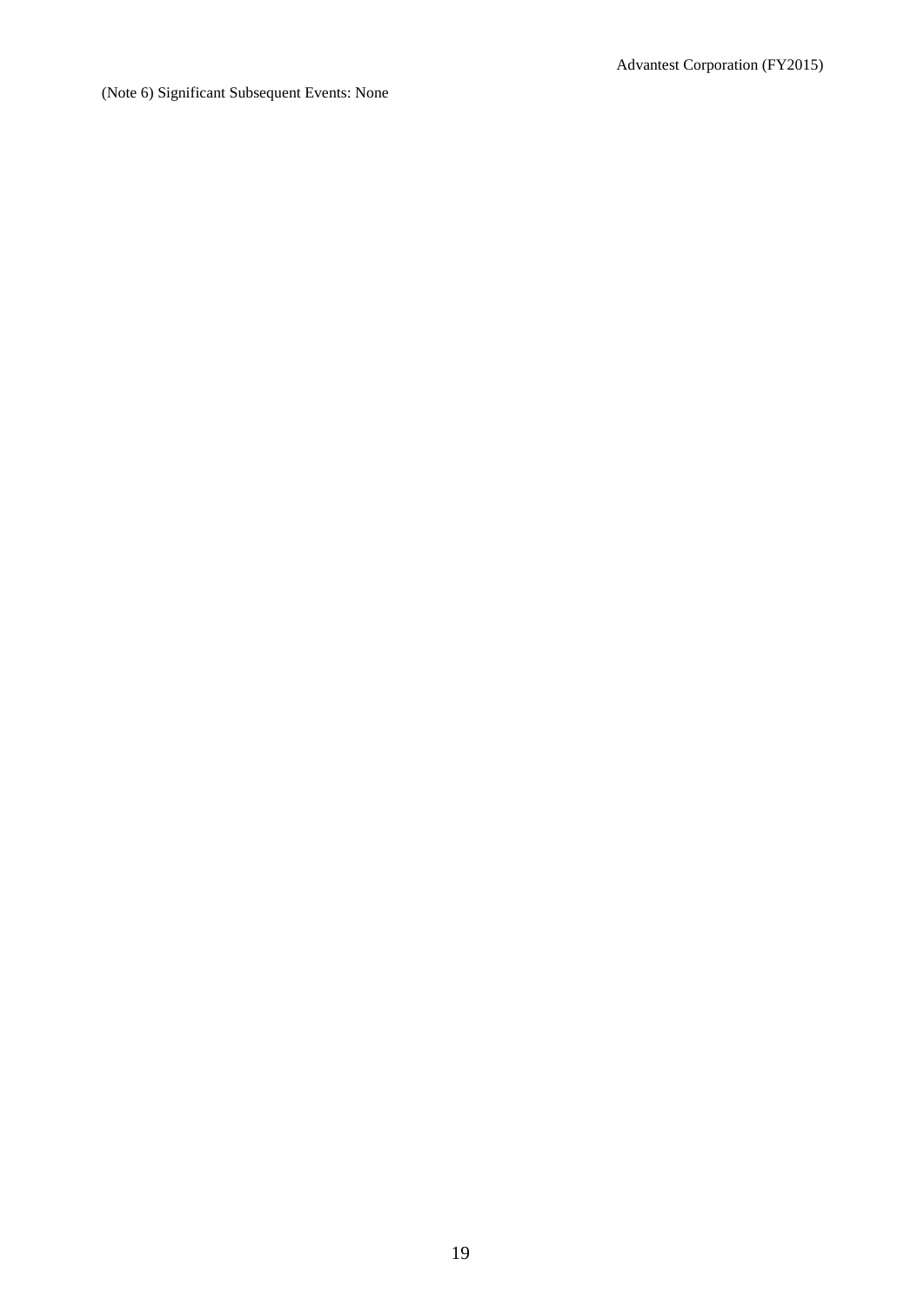(Note 6) Significant Subsequent Events: None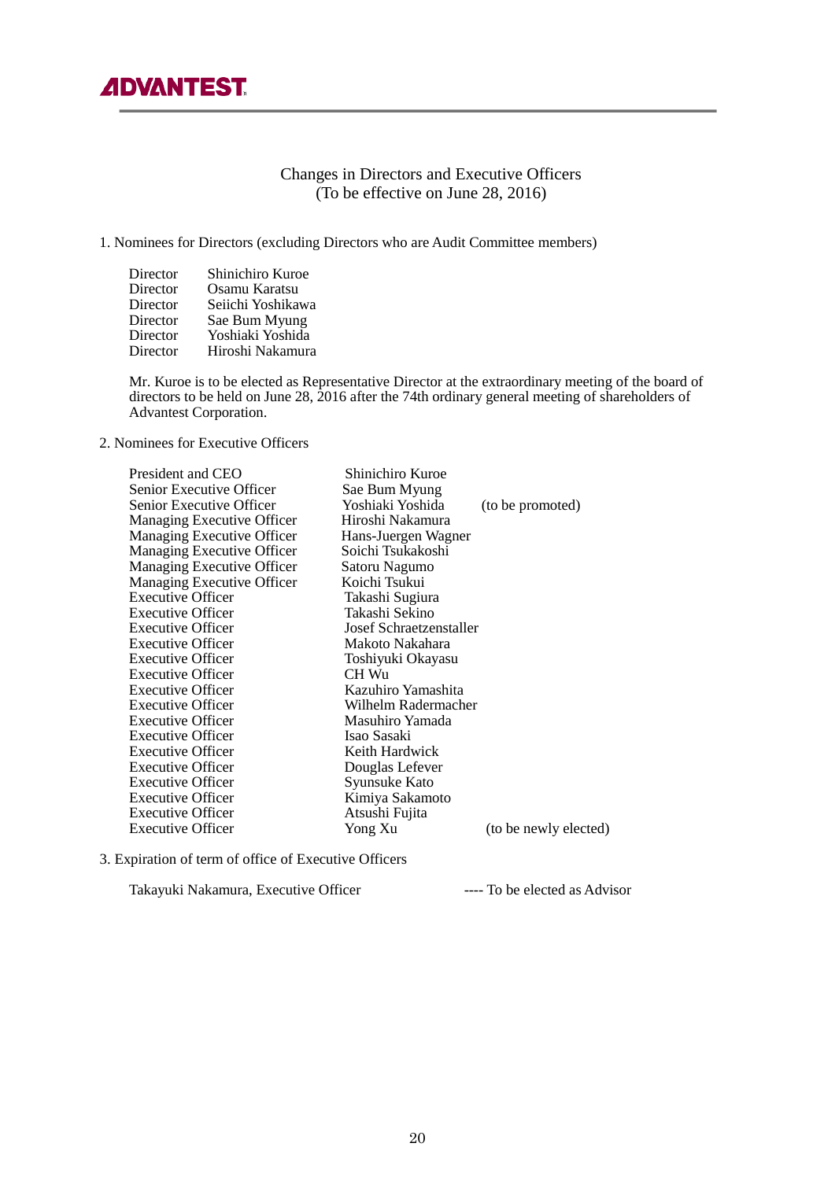# Changes in Directors and Executive Officers
(To be effective on June 28, 2016)

1. Nominees for Directors (excluding Directors who are Audit Committee members)

| | |
|---|---|
| Director | Shinichiro Kuroe |
| Director | Osamu Karatsu |
| Director | Seiichi Yoshikawa |
| Director | Sae Bum Myung |
| Director | Yoshiaki Yoshida |
| Director | Hiroshi Nakamura |

Mr. Kuroe is to be elected as Representative Director at the extraordinary meeting of the board of directors to be held on June 28, 2016 after the 74th ordinary general meeting of shareholders of Advantest Corporation.

2. Nominees for Executive Officers

| | | |
|---|---|---|
| President and CEO | Shinichiro Kuroe | |
| Senior Executive Officer | Sae Bum Myung | |
| Senior Executive Officer | Yoshiaki Yoshida | (to be promoted) |
| Managing Executive Officer | Hiroshi Nakamura | |
| Managing Executive Officer | Hans-Juergen Wagner | |
| Managing Executive Officer | Soichi Tsukakoshi | |
| Managing Executive Officer | Satoru Nagumo | |
| Managing Executive Officer | Koichi Tsukui | |
| Executive Officer | Takashi Sugiura | |
| Executive Officer | Takashi Sekino | |
| Executive Officer | Josef Schraetzenstaller | |
| Executive Officer | Makoto Nakahara | |
| Executive Officer | Toshiyuki Okayasu | |
| Executive Officer | CH Wu | |
| Executive Officer | Kazuhiro Yamashita | |
| Executive Officer | Wilhelm Radermacher | |
| Executive Officer | Masuhiro Yamada | |
| Executive Officer | Isao Sasaki | |
| Executive Officer | Keith Hardwick | |
| Executive Officer | Douglas Lefever | |
| Executive Officer | Syunsuke Kato | |
| Executive Officer | Kimiya Sakamoto | |
| Executive Officer | Atsushi Fujita | |
| Executive Officer | Yong Xu | (to be newly elected) |

3. Expiration of term of office of Executive Officers

Takayuki Nakamura, Executive Officer ---- To be elected as Advisor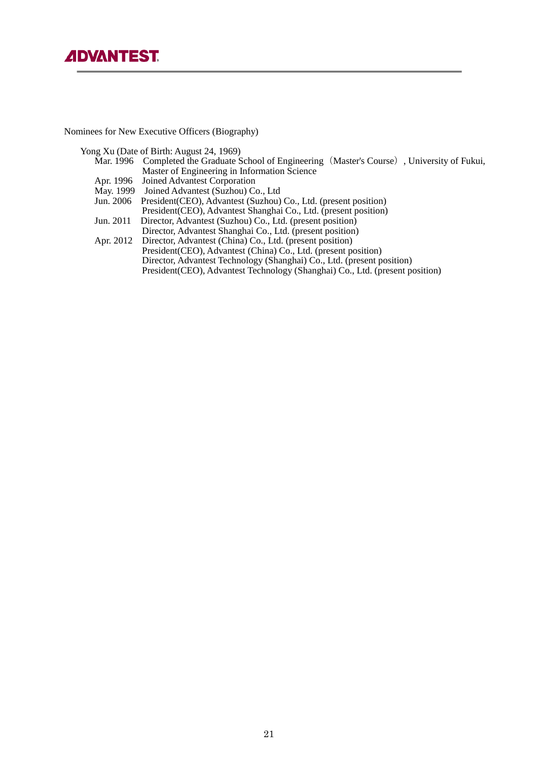Nominees for New Executive Officers (Biography)

Yong Xu (Date of Birth: August 24, 1969)

| | |
|---|---|
| Mar. 1996 | Completed the Graduate School of Engineering（Master's Course）, University of Fukui, Master of Engineering in Information Science |
| Apr. 1996 | Joined Advantest Corporation |
| May. 1999 | Joined Advantest (Suzhou) Co., Ltd |
| Jun. 2006 | President(CEO), Advantest (Suzhou) Co., Ltd. (present position) |
| | President(CEO), Advantest Shanghai Co., Ltd. (present position) |
| Jun. 2011 | Director, Advantest (Suzhou) Co., Ltd. (present position) |
| | Director, Advantest Shanghai Co., Ltd. (present position) |
| Apr. 2012 | Director, Advantest (China) Co., Ltd. (present position) |
| | President(CEO), Advantest (China) Co., Ltd. (present position) |
| | Director, Advantest Technology (Shanghai) Co., Ltd. (present position) |
| | President(CEO), Advantest Technology (Shanghai) Co., Ltd. (present position) |